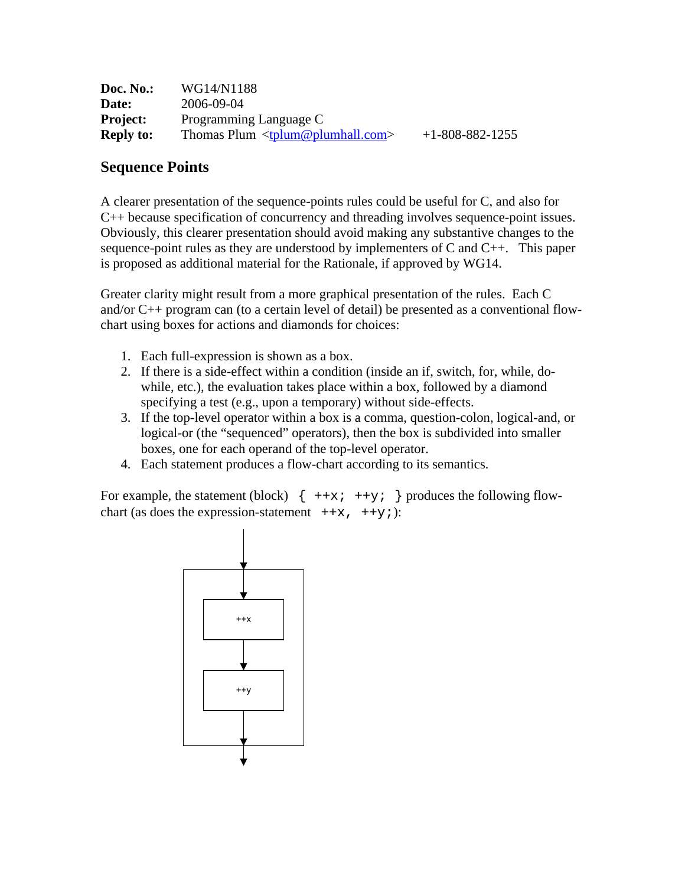**Doc. No.:** WG14/N1188
**Date:** 2006-09-04
**Project:** Programming Language C
**Reply to:** Thomas Plum <tplum@plumhall.com> +1-808-882-1255

## Sequence Points

A clearer presentation of the sequence-points rules could be useful for C, and also for C++ because specification of concurrency and threading involves sequence-point issues. Obviously, this clearer presentation should avoid making any substantive changes to the sequence-point rules as they are understood by implementers of C and C++. This paper is proposed as additional material for the Rationale, if approved by WG14.

Greater clarity might result from a more graphical presentation of the rules. Each C and/or C++ program can (to a certain level of detail) be presented as a conventional flow-chart using boxes for actions and diamonds for choices:

1. Each full-expression is shown as a box.
2. If there is a side-effect within a condition (inside an if, switch, for, while, do-while, etc.), the evaluation takes place within a box, followed by a diamond specifying a test (e.g., upon a temporary) without side-effects.
3. If the top-level operator within a box is a comma, question-colon, logical-and, or logical-or (the "sequenced" operators), then the box is subdivided into smaller boxes, one for each operand of the top-level operator.
4. Each statement produces a flow-chart according to its semantics.

For example, the statement (block) `{ ++x; ++y; }` produces the following flow-chart (as does the expression-statement `++x, ++y;`):

```
        |
        v
  +-----------+
  |     |     |
  |     v     |
  | +-------+ |
  | |  ++x  | |
  | +-------+ |
  |     |     |
  |     v     |
  | +-------+ |
  | |  ++y  | |
  | +-------+ |
  |     |     |
  |     v     |
  +-----------+
        |
        v
```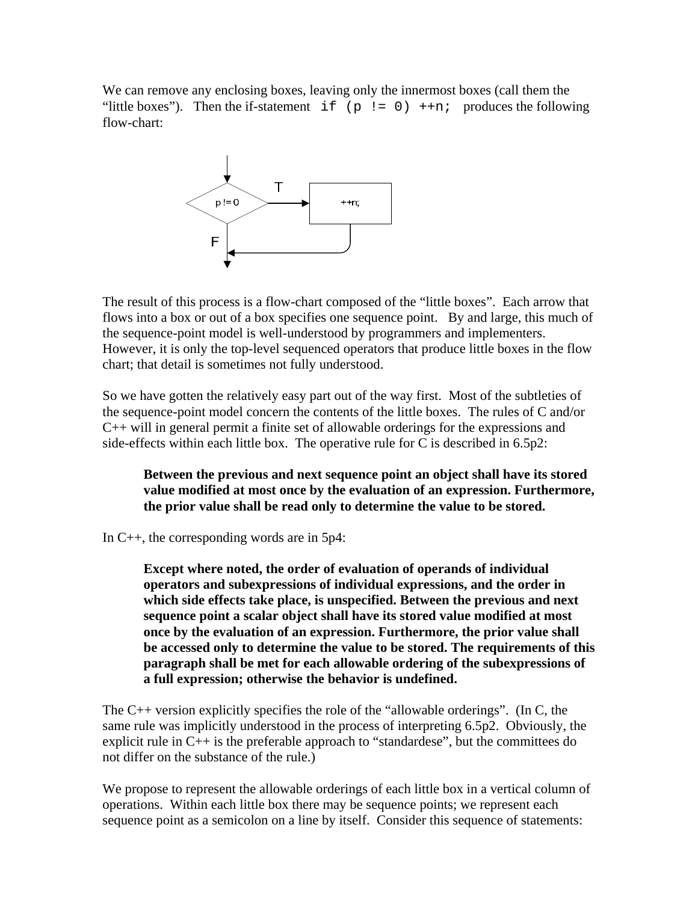We can remove any enclosing boxes, leaving only the innermost boxes (call them the "little boxes"). Then the if-statement `if (p != 0) ++n;` produces the following flow-chart:

The result of this process is a flow-chart composed of the "little boxes". Each arrow that flows into a box or out of a box specifies one sequence point. By and large, this much of the sequence-point model is well-understood by programmers and implementers. However, it is only the top-level sequenced operators that produce little boxes in the flow chart; that detail is sometimes not fully understood.

So we have gotten the relatively easy part out of the way first. Most of the subtleties of the sequence-point model concern the contents of the little boxes. The rules of C and/or C++ will in general permit a finite set of allowable orderings for the expressions and side-effects within each little box. The operative rule for C is described in 6.5p2:

> **Between the previous and next sequence point an object shall have its stored value modified at most once by the evaluation of an expression. Furthermore, the prior value shall be read only to determine the value to be stored.**

In C++, the corresponding words are in 5p4:

> **Except where noted, the order of evaluation of operands of individual operators and subexpressions of individual expressions, and the order in which side effects take place, is unspecified. Between the previous and next sequence point a scalar object shall have its stored value modified at most once by the evaluation of an expression. Furthermore, the prior value shall be accessed only to determine the value to be stored. The requirements of this paragraph shall be met for each allowable ordering of the subexpressions of a full expression; otherwise the behavior is undefined.**

The C++ version explicitly specifies the role of the "allowable orderings". (In C, the same rule was implicitly understood in the process of interpreting 6.5p2. Obviously, the explicit rule in C++ is the preferable approach to "standardese", but the committees do not differ on the substance of the rule.)

We propose to represent the allowable orderings of each little box in a vertical column of operations. Within each little box there may be sequence points; we represent each sequence point as a semicolon on a line by itself. Consider this sequence of statements: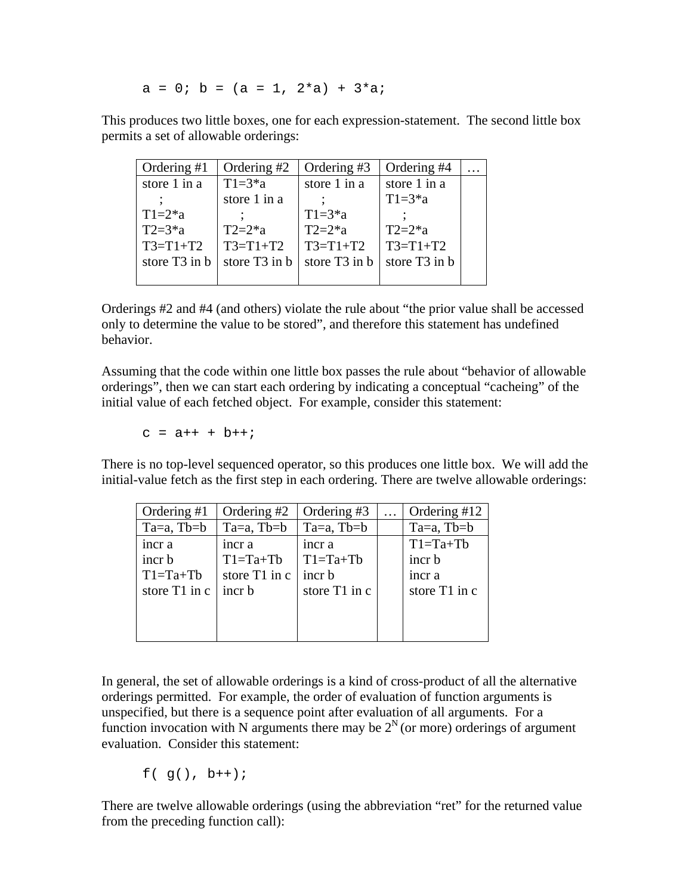```
a = 0; b = (a = 1, 2*a) + 3*a;
```

This produces two little boxes, one for each expression-statement. The second little box permits a set of allowable orderings:

| Ordering #1 | Ordering #2 | Ordering #3 | Ordering #4 | … |
|---|---|---|---|---|
| store 1 in a<br>;<br>T1=2*a<br>T2=3*a<br>T3=T1+T2<br>store T3 in b | T1=3*a<br>store 1 in a<br>;<br>T2=2*a<br>T3=T1+T2<br>store T3 in b | store 1 in a<br>;<br>T1=3*a<br>T2=2*a<br>T3=T1+T2<br>store T3 in b | store 1 in a<br>T1=3*a<br>;<br>T2=2*a<br>T3=T1+T2<br>store T3 in b | |

Orderings #2 and #4 (and others) violate the rule about "the prior value shall be accessed only to determine the value to be stored", and therefore this statement has undefined behavior.

Assuming that the code within one little box passes the rule about "behavior of allowable orderings", then we can start each ordering by indicating a conceptual "cacheing" of the initial value of each fetched object. For example, consider this statement:

```
c = a++ + b++;
```

There is no top-level sequenced operator, so this produces one little box. We will add the initial-value fetch as the first step in each ordering. There are twelve allowable orderings:

| Ordering #1 | Ordering #2 | Ordering #3 | … | Ordering #12 |
|---|---|---|---|---|
| Ta=a, Tb=b | Ta=a, Tb=b | Ta=a, Tb=b | | Ta=a, Tb=b |
| incr a<br>incr b<br>T1=Ta+Tb<br>store T1 in c | incr a<br>T1=Ta+Tb<br>store T1 in c<br>incr b | incr a<br>T1=Ta+Tb<br>incr b<br>store T1 in c | | T1=Ta+Tb<br>incr b<br>incr a<br>store T1 in c |

In general, the set of allowable orderings is a kind of cross-product of all the alternative orderings permitted. For example, the order of evaluation of function arguments is unspecified, but there is a sequence point after evaluation of all arguments. For a function invocation with N arguments there may be $2^N$ (or more) orderings of argument evaluation. Consider this statement:

```
f( g(), b++);
```

There are twelve allowable orderings (using the abbreviation "ret" for the returned value from the preceding function call):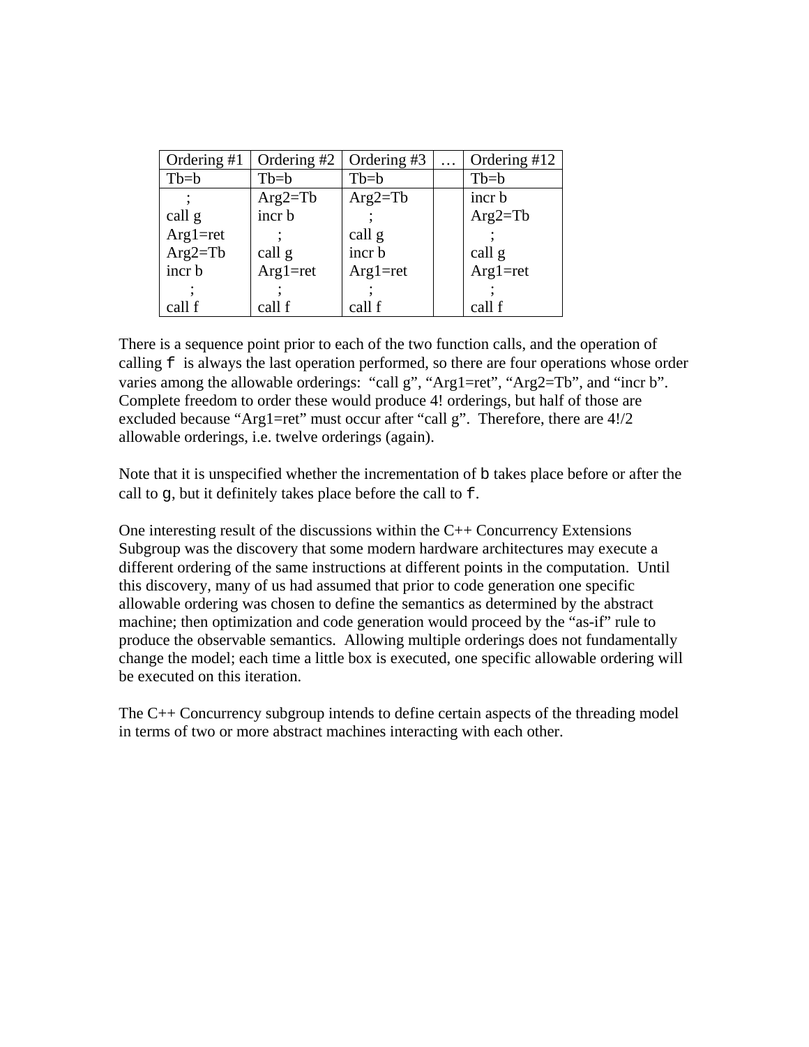| Ordering #1 | Ordering #2 | Ordering #3 | … | Ordering #12 |
|---|---|---|---|---|
| Tb=b | Tb=b | Tb=b | | Tb=b |
| ;<br>call g<br>Arg1=ret<br>Arg2=Tb<br>incr b<br>;<br>call f | Arg2=Tb<br>incr b<br>;<br>call g<br>Arg1=ret<br>;<br>call f | Arg2=Tb<br>;<br>call g<br>incr b<br>Arg1=ret<br>;<br>call f | | incr b<br>Arg2=Tb<br>;<br>call g<br>Arg1=ret<br>;<br>call f |

There is a sequence point prior to each of the two function calls, and the operation of calling `f` is always the last operation performed, so there are four operations whose order varies among the allowable orderings: "call g", "Arg1=ret", "Arg2=Tb", and "incr b". Complete freedom to order these would produce 4! orderings, but half of those are excluded because "Arg1=ret" must occur after "call g". Therefore, there are 4!/2 allowable orderings, i.e. twelve orderings (again).

Note that it is unspecified whether the incrementation of `b` takes place before or after the call to `g`, but it definitely takes place before the call to `f`.

One interesting result of the discussions within the C++ Concurrency Extensions Subgroup was the discovery that some modern hardware architectures may execute a different ordering of the same instructions at different points in the computation. Until this discovery, many of us had assumed that prior to code generation one specific allowable ordering was chosen to define the semantics as determined by the abstract machine; then optimization and code generation would proceed by the "as-if" rule to produce the observable semantics. Allowing multiple orderings does not fundamentally change the model; each time a little box is executed, one specific allowable ordering will be executed on this iteration.

The C++ Concurrency subgroup intends to define certain aspects of the threading model in terms of two or more abstract machines interacting with each other.